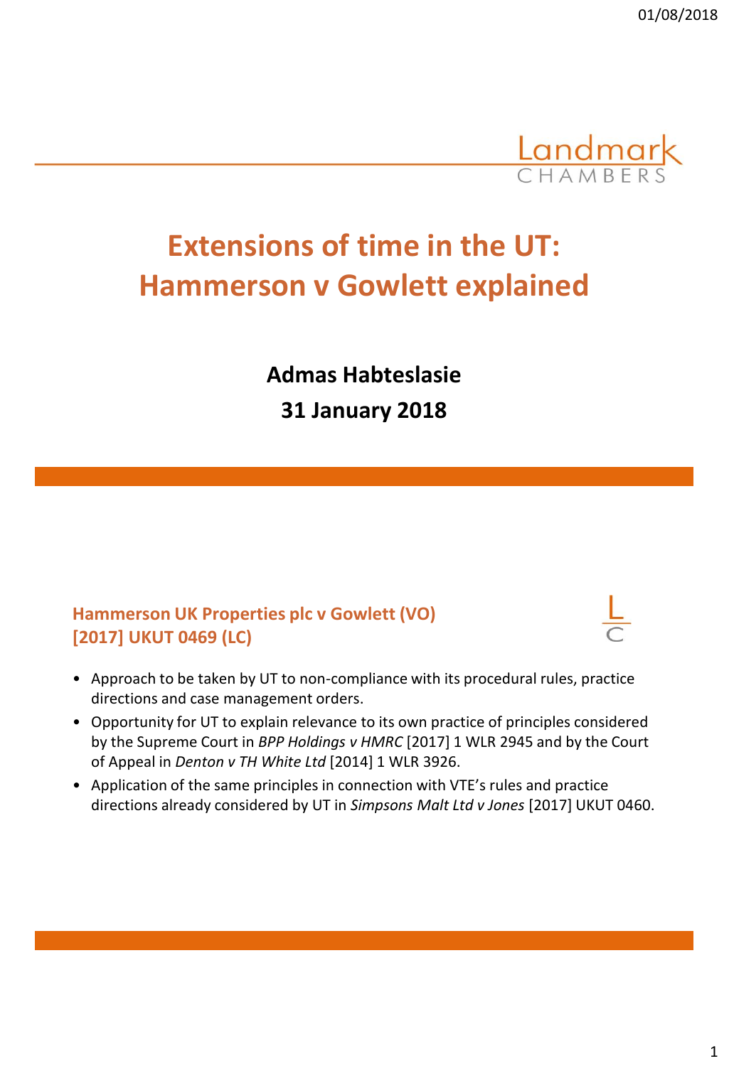# Extensions of time in the UT: Hammerson v Gowlett explained

**Admas Habteslasie**

**31 January 2018**

## Hammerson UK Properties plc v Gowlett (VO) [2017] UKUT 0469 (LC)

- Approach to be taken by UT to non-compliance with its procedural rules, practice directions and case management orders.
- Opportunity for UT to explain relevance to its own practice of principles considered by the Supreme Court in *BPP Holdings v HMRC* [2017] 1 WLR 2945 and by the Court of Appeal in *Denton v TH White Ltd* [2014] 1 WLR 3926.
- Application of the same principles in connection with VTE's rules and practice directions already considered by UT in *Simpsons Malt Ltd v Jones* [2017] UKUT 0460.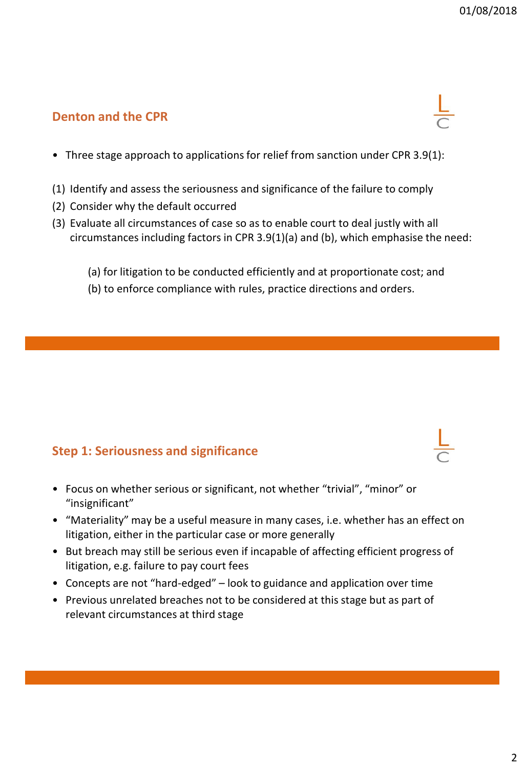## Denton and the CPR

- Three stage approach to applications for relief from sanction under CPR 3.9(1):

(1) Identify and assess the seriousness and significance of the failure to comply
(2) Consider why the default occurred
(3) Evaluate all circumstances of case so as to enable court to deal justly with all circumstances including factors in CPR 3.9(1)(a) and (b), which emphasise the need:

(a) for litigation to be conducted efficiently and at proportionate cost; and
(b) to enforce compliance with rules, practice directions and orders.

## Step 1: Seriousness and significance

- Focus on whether serious or significant, not whether "trivial", "minor" or "insignificant"
- "Materiality" may be a useful measure in many cases, i.e. whether has an effect on litigation, either in the particular case or more generally
- But breach may still be serious even if incapable of affecting efficient progress of litigation, e.g. failure to pay court fees
- Concepts are not "hard-edged" – look to guidance and application over time
- Previous unrelated breaches not to be considered at this stage but as part of relevant circumstances at third stage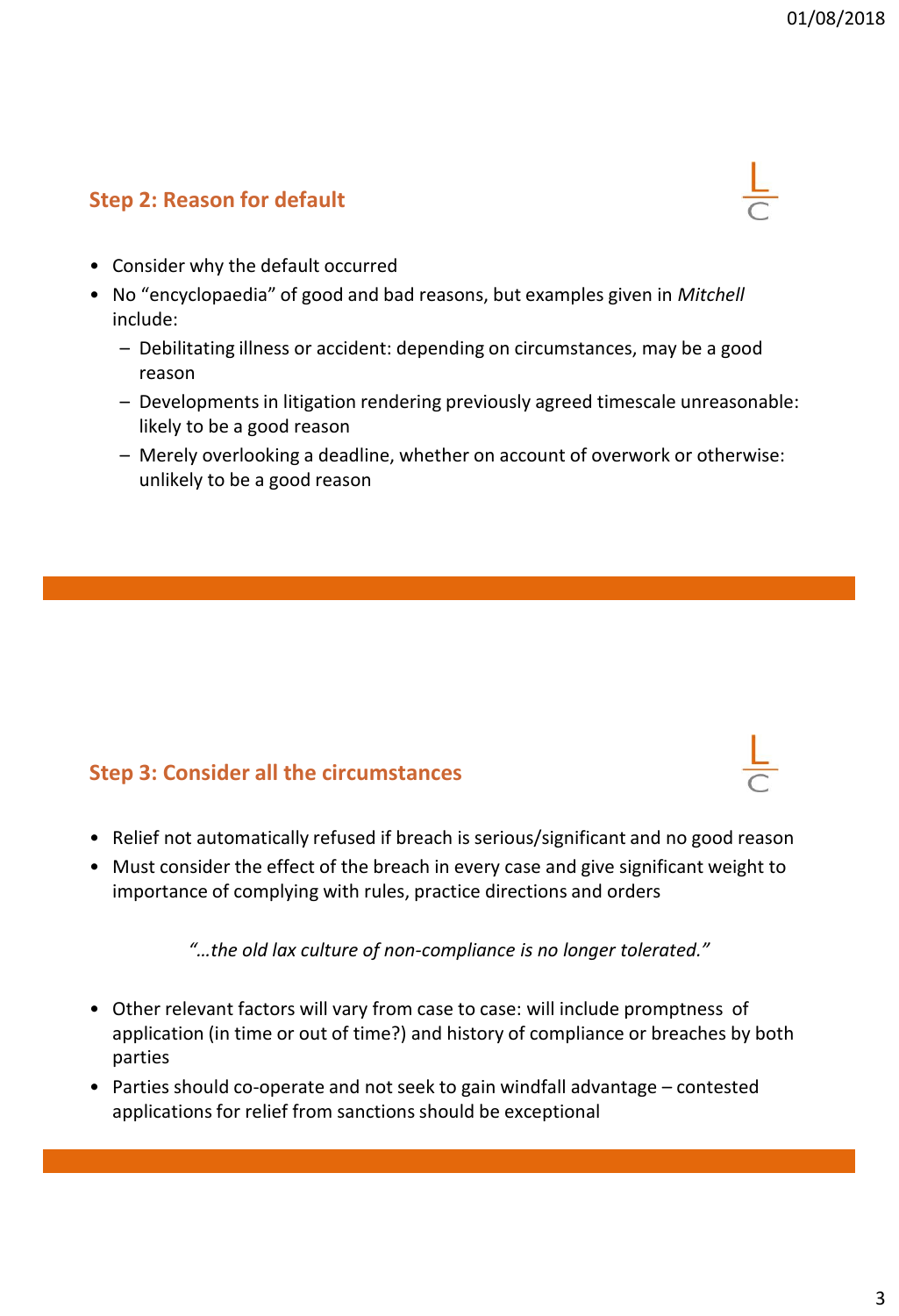## Step 2: Reason for default

- Consider why the default occurred
- No "encyclopaedia" of good and bad reasons, but examples given in *Mitchell* include:
  - Debilitating illness or accident: depending on circumstances, may be a good reason
  - Developments in litigation rendering previously agreed timescale unreasonable: likely to be a good reason
  - Merely overlooking a deadline, whether on account of overwork or otherwise: unlikely to be a good reason

## Step 3: Consider all the circumstances

- Relief not automatically refused if breach is serious/significant and no good reason
- Must consider the effect of the breach in every case and give significant weight to importance of complying with rules, practice directions and orders

*"…the old lax culture of non-compliance is no longer tolerated."*

- Other relevant factors will vary from case to case: will include promptness of application (in time or out of time?) and history of compliance or breaches by both parties
- Parties should co-operate and not seek to gain windfall advantage – contested applications for relief from sanctions should be exceptional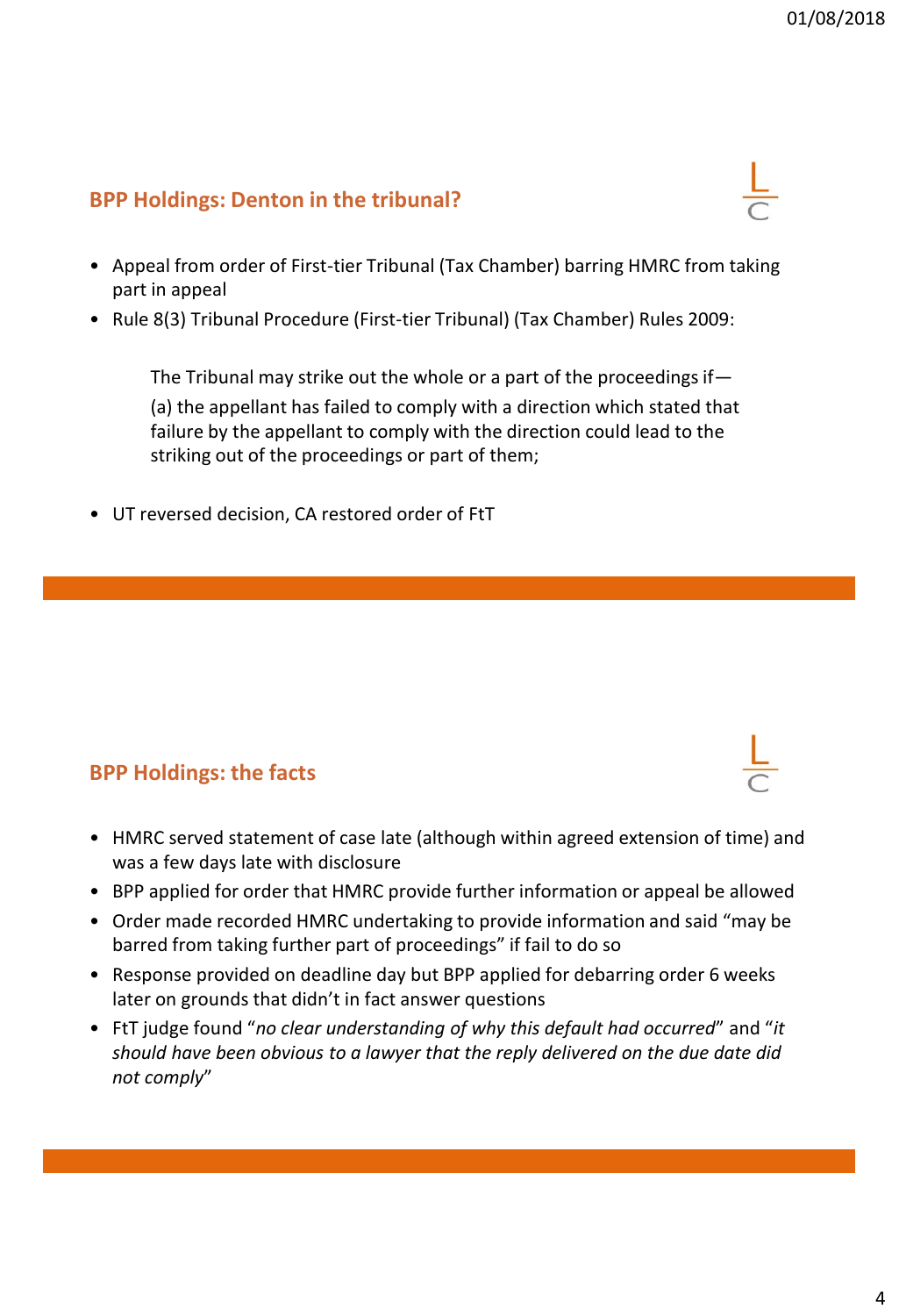## BPP Holdings: Denton in the tribunal?

- Appeal from order of First-tier Tribunal (Tax Chamber) barring HMRC from taking part in appeal
- Rule 8(3) Tribunal Procedure (First-tier Tribunal) (Tax Chamber) Rules 2009:

> The Tribunal may strike out the whole or a part of the proceedings if—
>
> (a) the appellant has failed to comply with a direction which stated that failure by the appellant to comply with the direction could lead to the striking out of the proceedings or part of them;

- UT reversed decision, CA restored order of FtT

## BPP Holdings: the facts

- HMRC served statement of case late (although within agreed extension of time) and was a few days late with disclosure
- BPP applied for order that HMRC provide further information or appeal be allowed
- Order made recorded HMRC undertaking to provide information and said "may be barred from taking further part of proceedings" if fail to do so
- Response provided on deadline day but BPP applied for debarring order 6 weeks later on grounds that didn't in fact answer questions
- FtT judge found "*no clear understanding of why this default had occurred*" and "*it should have been obvious to a lawyer that the reply delivered on the due date did not comply*"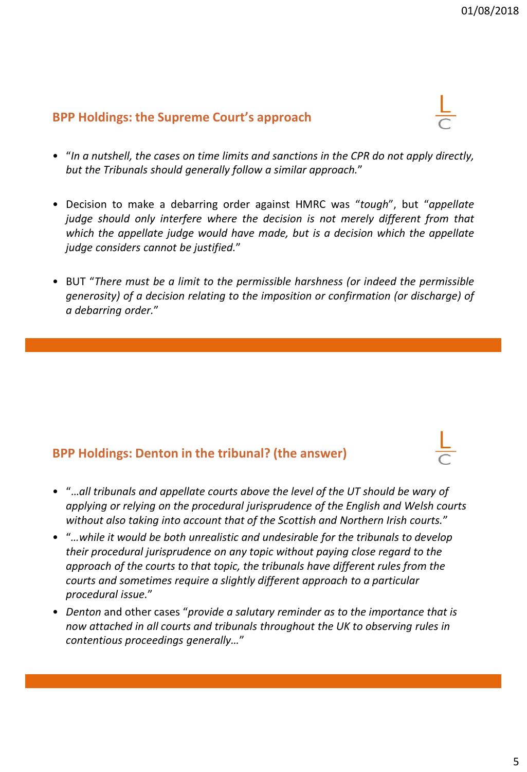## BPP Holdings: the Supreme Court's approach

- "*In a nutshell, the cases on time limits and sanctions in the CPR do not apply directly, but the Tribunals should generally follow a similar approach.*"
- Decision to make a debarring order against HMRC was "*tough*", but "*appellate judge should only interfere where the decision is not merely different from that which the appellate judge would have made, but is a decision which the appellate judge considers cannot be justified.*"
- BUT "*There must be a limit to the permissible harshness (or indeed the permissible generosity) of a decision relating to the imposition or confirmation (or discharge) of a debarring order.*"

## BPP Holdings: Denton in the tribunal? (the answer)

- "*…all tribunals and appellate courts above the level of the UT should be wary of applying or relying on the procedural jurisprudence of the English and Welsh courts without also taking into account that of the Scottish and Northern Irish courts.*"
- "*…while it would be both unrealistic and undesirable for the tribunals to develop their procedural jurisprudence on any topic without paying close regard to the approach of the courts to that topic, the tribunals have different rules from the courts and sometimes require a slightly different approach to a particular procedural issue.*"
- *Denton* and other cases "*provide a salutary reminder as to the importance that is now attached in all courts and tribunals throughout the UK to observing rules in contentious proceedings generally…*"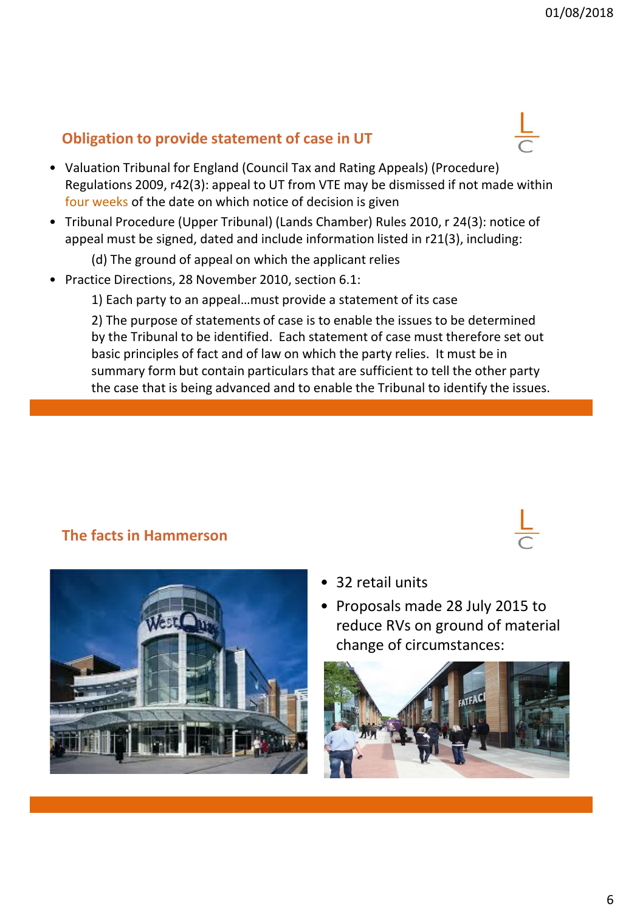## Obligation to provide statement of case in UT

- Valuation Tribunal for England (Council Tax and Rating Appeals) (Procedure) Regulations 2009, r42(3): appeal to UT from VTE may be dismissed if not made within four weeks of the date on which notice of decision is given
- Tribunal Procedure (Upper Tribunal) (Lands Chamber) Rules 2010, r 24(3): notice of appeal must be signed, dated and include information listed in r21(3), including:

  (d) The ground of appeal on which the applicant relies
- Practice Directions, 28 November 2010, section 6.1:

  1) Each party to an appeal…must provide a statement of its case

  2) The purpose of statements of case is to enable the issues to be determined by the Tribunal to be identified. Each statement of case must therefore set out basic principles of fact and of law on which the party relies. It must be in summary form but contain particulars that are sufficient to tell the other party the case that is being advanced and to enable the Tribunal to identify the issues.

## The facts in Hammerson

- 32 retail units
- Proposals made 28 July 2015 to reduce RVs on ground of material change of circumstances: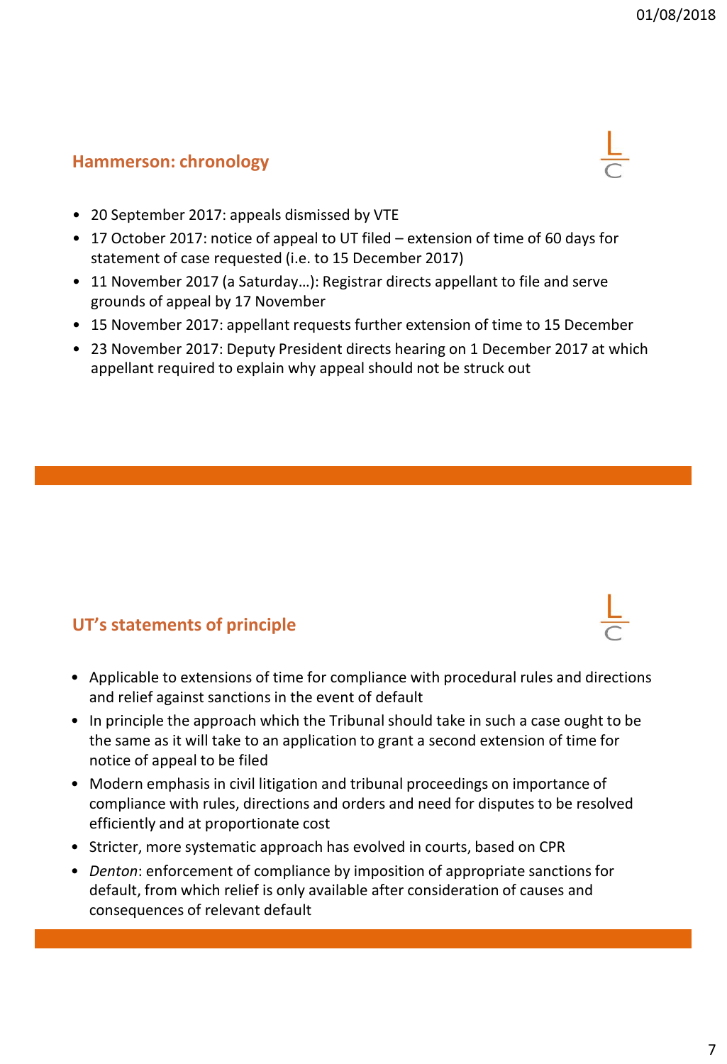## Hammerson: chronology

- 20 September 2017: appeals dismissed by VTE
- 17 October 2017: notice of appeal to UT filed – extension of time of 60 days for statement of case requested (i.e. to 15 December 2017)
- 11 November 2017 (a Saturday…): Registrar directs appellant to file and serve grounds of appeal by 17 November
- 15 November 2017: appellant requests further extension of time to 15 December
- 23 November 2017: Deputy President directs hearing on 1 December 2017 at which appellant required to explain why appeal should not be struck out

## UT's statements of principle

- Applicable to extensions of time for compliance with procedural rules and directions and relief against sanctions in the event of default
- In principle the approach which the Tribunal should take in such a case ought to be the same as it will take to an application to grant a second extension of time for notice of appeal to be filed
- Modern emphasis in civil litigation and tribunal proceedings on importance of compliance with rules, directions and orders and need for disputes to be resolved efficiently and at proportionate cost
- Stricter, more systematic approach has evolved in courts, based on CPR
- *Denton*: enforcement of compliance by imposition of appropriate sanctions for default, from which relief is only available after consideration of causes and consequences of relevant default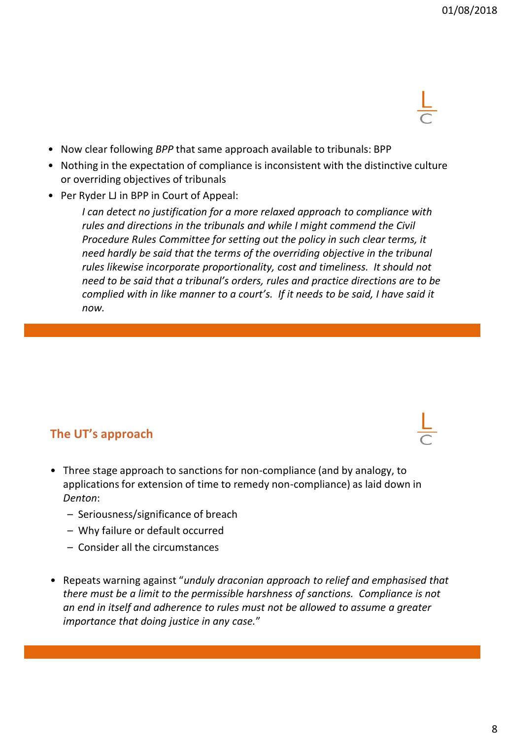- Now clear following *BPP* that same approach available to tribunals: BPP
- Nothing in the expectation of compliance is inconsistent with the distinctive culture or overriding objectives of tribunals
- Per Ryder LJ in BPP in Court of Appeal:

  > *I can detect no justification for a more relaxed approach to compliance with rules and directions in the tribunals and while I might commend the Civil Procedure Rules Committee for setting out the policy in such clear terms, it need hardly be said that the terms of the overriding objective in the tribunal rules likewise incorporate proportionality, cost and timeliness. It should not need to be said that a tribunal's orders, rules and practice directions are to be complied with in like manner to a court's. If it needs to be said, I have said it now.*

## The UT's approach

- Three stage approach to sanctions for non-compliance (and by analogy, to applications for extension of time to remedy non-compliance) as laid down in *Denton*:
  - Seriousness/significance of breach
  - Why failure or default occurred
  - Consider all the circumstances
- Repeats warning against "*unduly draconian approach to relief and emphasised that there must be a limit to the permissible harshness of sanctions. Compliance is not an end in itself and adherence to rules must not be allowed to assume a greater importance that doing justice in any case.*"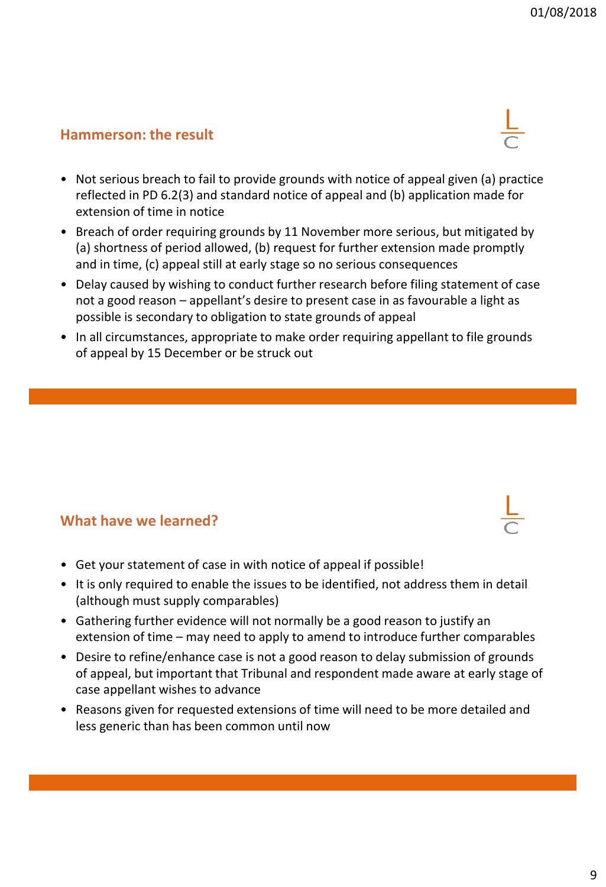## Hammerson: the result

- Not serious breach to fail to provide grounds with notice of appeal given (a) practice reflected in PD 6.2(3) and standard notice of appeal and (b) application made for extension of time in notice
- Breach of order requiring grounds by 11 November more serious, but mitigated by (a) shortness of period allowed, (b) request for further extension made promptly and in time, (c) appeal still at early stage so no serious consequences
- Delay caused by wishing to conduct further research before filing statement of case not a good reason – appellant's desire to present case in as favourable a light as possible is secondary to obligation to state grounds of appeal
- In all circumstances, appropriate to make order requiring appellant to file grounds of appeal by 15 December or be struck out

## What have we learned?

- Get your statement of case in with notice of appeal if possible!
- It is only required to enable the issues to be identified, not address them in detail (although must supply comparables)
- Gathering further evidence will not normally be a good reason to justify an extension of time – may need to apply to amend to introduce further comparables
- Desire to refine/enhance case is not a good reason to delay submission of grounds of appeal, but important that Tribunal and respondent made aware at early stage of case appellant wishes to advance
- Reasons given for requested extensions of time will need to be more detailed and less generic than has been common until now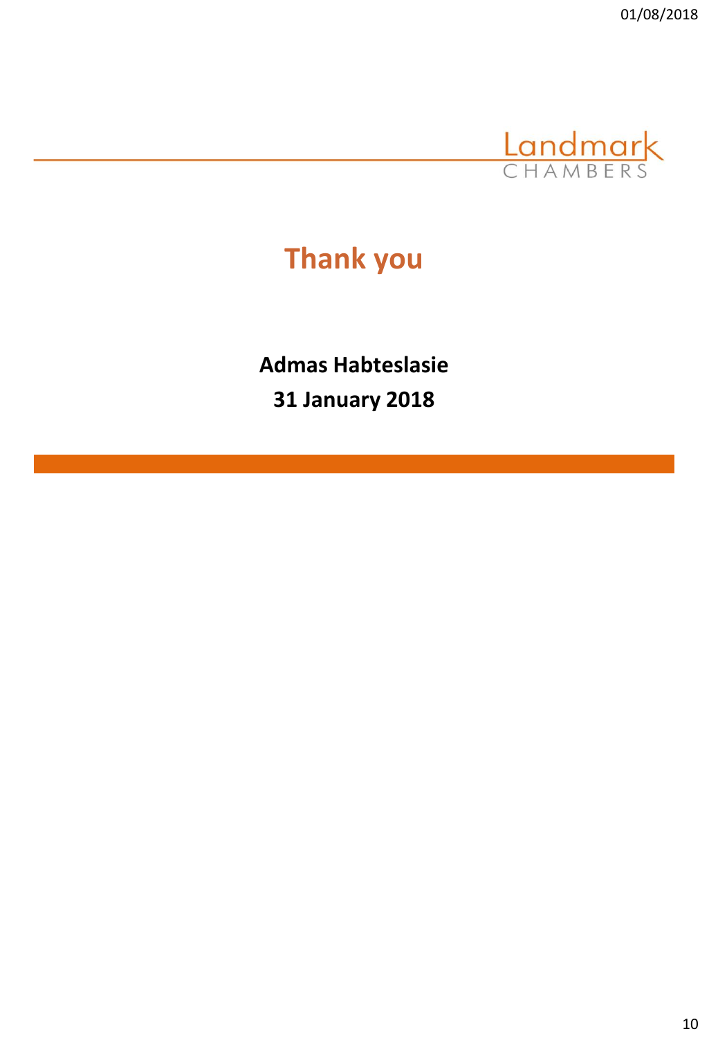Landmark
CHAMBERS

# Thank you

**Admas Habteslasie**

**31 January 2018**